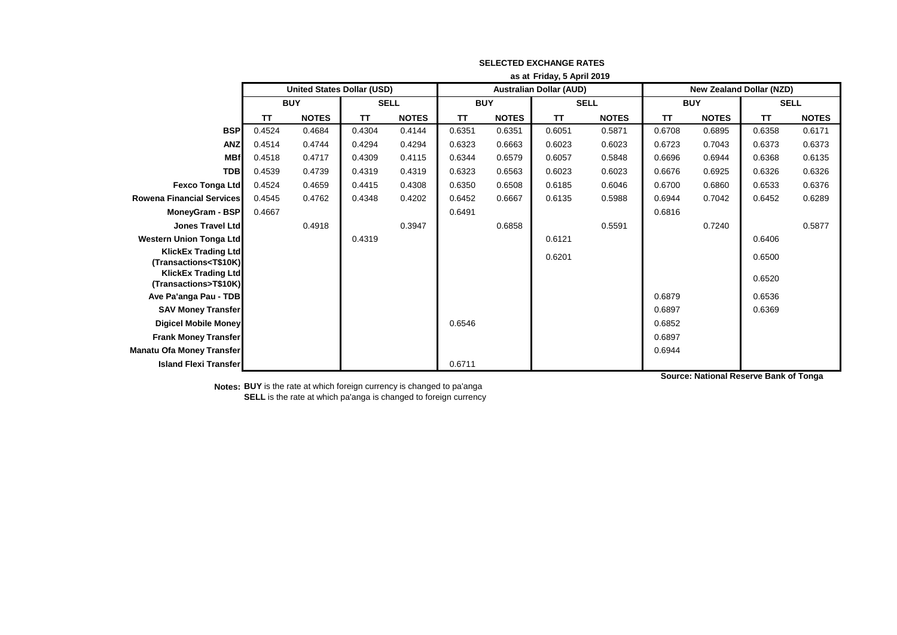**SELECTED EXCHANGE RATES**

**as at Friday, 5 April 2019**

| | United States Dollar (USD) | | | | Australian Dollar (AUD) | | | | New Zealand Dollar (NZD) | | | |
|---|---|---|---|---|---|---|---|---|---|---|---|---|
| | BUY | | SELL | | BUY | | SELL | | BUY | | SELL | |
| | TT | NOTES | TT | NOTES | TT | NOTES | TT | NOTES | TT | NOTES | TT | NOTES |
| **BSP** | 0.4524 | 0.4684 | 0.4304 | 0.4144 | 0.6351 | 0.6351 | 0.6051 | 0.5871 | 0.6708 | 0.6895 | 0.6358 | 0.6171 |
| **ANZ** | 0.4514 | 0.4744 | 0.4294 | 0.4294 | 0.6323 | 0.6663 | 0.6023 | 0.6023 | 0.6723 | 0.7043 | 0.6373 | 0.6373 |
| **MBf** | 0.4518 | 0.4717 | 0.4309 | 0.4115 | 0.6344 | 0.6579 | 0.6057 | 0.5848 | 0.6696 | 0.6944 | 0.6368 | 0.6135 |
| **TDB** | 0.4539 | 0.4739 | 0.4319 | 0.4319 | 0.6323 | 0.6563 | 0.6023 | 0.6023 | 0.6676 | 0.6925 | 0.6326 | 0.6326 |
| **Fexco Tonga Ltd** | 0.4524 | 0.4659 | 0.4415 | 0.4308 | 0.6350 | 0.6508 | 0.6185 | 0.6046 | 0.6700 | 0.6860 | 0.6533 | 0.6376 |
| **Rowena Financial Services** | 0.4545 | 0.4762 | 0.4348 | 0.4202 | 0.6452 | 0.6667 | 0.6135 | 0.5988 | 0.6944 | 0.7042 | 0.6452 | 0.6289 |
| **MoneyGram - BSP** | 0.4667 | | | | 0.6491 | | | | 0.6816 | | | |
| **Jones Travel Ltd** | | 0.4918 | | 0.3947 | | 0.6858 | | 0.5591 | | 0.7240 | | 0.5877 |
| **Western Union Tonga Ltd** | | | 0.4319 | | | | 0.6121 | | | | 0.6406 | |
| **KlickEx Trading Ltd (Transactions<T$10K)** | | | | | | | 0.6201 | | | | 0.6500 | |
| **KlickEx Trading Ltd (Transactions>T$10K)** | | | | | | | | | | | 0.6520 | |
| **Ave Pa'anga Pau - TDB** | | | | | | | | | 0.6879 | | 0.6536 | |
| **SAV Money Transfer** | | | | | | | | | 0.6897 | | 0.6369 | |
| **Digicel Mobile Money** | | | | | 0.6546 | | | | 0.6852 | | | |
| **Frank Money Transfer** | | | | | | | | | 0.6897 | | | |
| **Manatu Ofa Money Transfer** | | | | | | | | | 0.6944 | | | |
| **Island Flexi Transfer** | | | | | 0.6711 | | | | | | | |

**Source: National Reserve Bank of Tonga**

**Notes:** **BUY** is the rate at which foreign currency is changed to pa'anga
**SELL** is the rate at which pa'anga is changed to foreign currency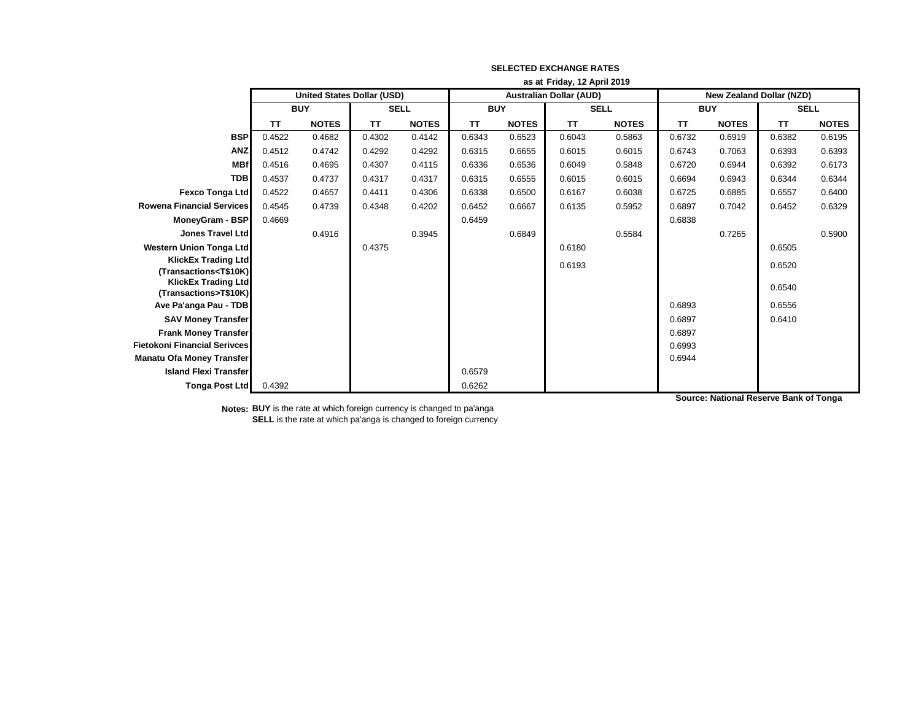## SELECTED EXCHANGE RATES

**as at Friday, 12 April 2019**

| | United States Dollar (USD) | | | | Australian Dollar (AUD) | | | | New Zealand Dollar (NZD) | | | |
|---|---|---|---|---|---|---|---|---|---|---|---|---|
| | BUY | | SELL | | BUY | | SELL | | BUY | | SELL | |
| | TT | NOTES | TT | NOTES | TT | NOTES | TT | NOTES | TT | NOTES | TT | NOTES |
| **BSP** | 0.4522 | 0.4682 | 0.4302 | 0.4142 | 0.6343 | 0.6523 | 0.6043 | 0.5863 | 0.6732 | 0.6919 | 0.6382 | 0.6195 |
| **ANZ** | 0.4512 | 0.4742 | 0.4292 | 0.4292 | 0.6315 | 0.6655 | 0.6015 | 0.6015 | 0.6743 | 0.7063 | 0.6393 | 0.6393 |
| **MBf** | 0.4516 | 0.4695 | 0.4307 | 0.4115 | 0.6336 | 0.6536 | 0.6049 | 0.5848 | 0.6720 | 0.6944 | 0.6392 | 0.6173 |
| **TDB** | 0.4537 | 0.4737 | 0.4317 | 0.4317 | 0.6315 | 0.6555 | 0.6015 | 0.6015 | 0.6694 | 0.6943 | 0.6344 | 0.6344 |
| **Fexco Tonga Ltd** | 0.4522 | 0.4657 | 0.4411 | 0.4306 | 0.6338 | 0.6500 | 0.6167 | 0.6038 | 0.6725 | 0.6885 | 0.6557 | 0.6400 |
| **Rowena Financial Services** | 0.4545 | 0.4739 | 0.4348 | 0.4202 | 0.6452 | 0.6667 | 0.6135 | 0.5952 | 0.6897 | 0.7042 | 0.6452 | 0.6329 |
| **MoneyGram - BSP** | 0.4669 | | | | 0.6459 | | | | 0.6838 | | | |
| **Jones Travel Ltd** | | 0.4916 | | 0.3945 | | 0.6849 | | 0.5584 | | 0.7265 | | 0.5900 |
| **Western Union Tonga Ltd** | | | 0.4375 | | | | 0.6180 | | | | 0.6505 | |
| **KlickEx Trading Ltd (Transactions<T$10K)** | | | | | | | 0.6193 | | | | 0.6520 | |
| **KlickEx Trading Ltd (Transactions>T$10K)** | | | | | | | | | | | 0.6540 | |
| **Ave Pa'anga Pau - TDB** | | | | | | | | | 0.6893 | | 0.6556 | |
| **SAV Money Transfer** | | | | | | | | | 0.6897 | | 0.6410 | |
| **Frank Money Transfer** | | | | | | | | | 0.6897 | | | |
| **Fietokoni Financial Serivces** | | | | | | | | | 0.6993 | | | |
| **Manatu Ofa Money Transfer** | | | | | | | | | 0.6944 | | | |
| **Island Flexi Transfer** | | | | | 0.6579 | | | | | | | |
| **Tonga Post Ltd** | 0.4392 | | | | 0.6262 | | | | | | | |

**Source: National Reserve Bank of Tonga**

**Notes:** **BUY** is the rate at which foreign currency is changed to pa'anga
**SELL** is the rate at which pa'anga is changed to foreign currency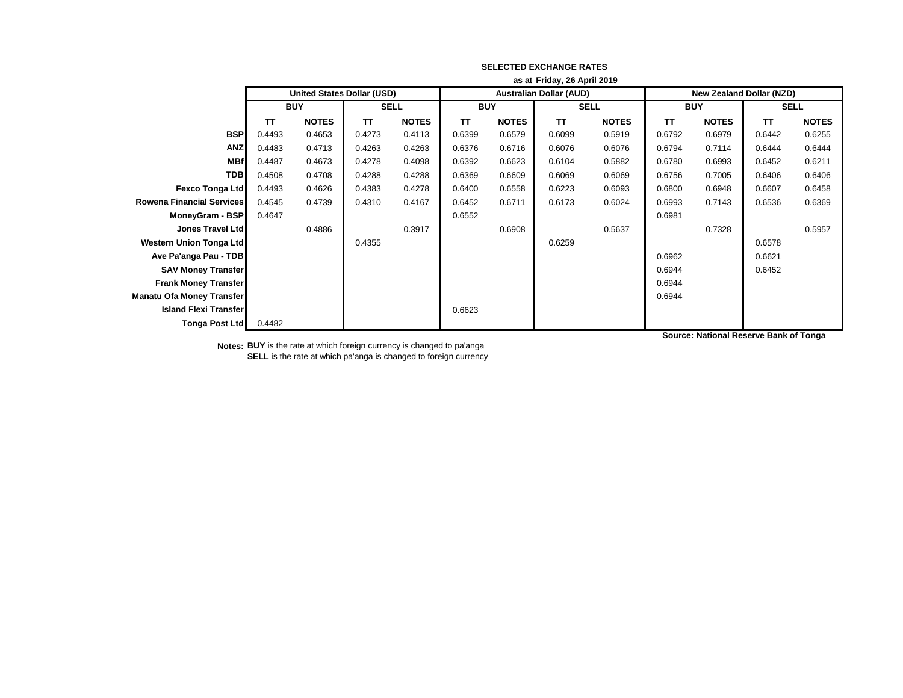**SELECTED EXCHANGE RATES**

**as at Friday, 26 April 2019**

| | United States Dollar (USD) | | | | Australian Dollar (AUD) | | | | New Zealand Dollar (NZD) | | | |
|---|---|---|---|---|---|---|---|---|---|---|---|---|
| | BUY | | SELL | | BUY | | SELL | | BUY | | SELL | |
| | TT | NOTES | TT | NOTES | TT | NOTES | TT | NOTES | TT | NOTES | TT | NOTES |
| **BSP** | 0.4493 | 0.4653 | 0.4273 | 0.4113 | 0.6399 | 0.6579 | 0.6099 | 0.5919 | 0.6792 | 0.6979 | 0.6442 | 0.6255 |
| **ANZ** | 0.4483 | 0.4713 | 0.4263 | 0.4263 | 0.6376 | 0.6716 | 0.6076 | 0.6076 | 0.6794 | 0.7114 | 0.6444 | 0.6444 |
| **MBf** | 0.4487 | 0.4673 | 0.4278 | 0.4098 | 0.6392 | 0.6623 | 0.6104 | 0.5882 | 0.6780 | 0.6993 | 0.6452 | 0.6211 |
| **TDB** | 0.4508 | 0.4708 | 0.4288 | 0.4288 | 0.6369 | 0.6609 | 0.6069 | 0.6069 | 0.6756 | 0.7005 | 0.6406 | 0.6406 |
| **Fexco Tonga Ltd** | 0.4493 | 0.4626 | 0.4383 | 0.4278 | 0.6400 | 0.6558 | 0.6223 | 0.6093 | 0.6800 | 0.6948 | 0.6607 | 0.6458 |
| **Rowena Financial Services** | 0.4545 | 0.4739 | 0.4310 | 0.4167 | 0.6452 | 0.6711 | 0.6173 | 0.6024 | 0.6993 | 0.7143 | 0.6536 | 0.6369 |
| **MoneyGram - BSP** | 0.4647 | | | | 0.6552 | | | | 0.6981 | | | |
| **Jones Travel Ltd** | | 0.4886 | | 0.3917 | | 0.6908 | | 0.5637 | | 0.7328 | | 0.5957 |
| **Western Union Tonga Ltd** | | | 0.4355 | | | | 0.6259 | | | | 0.6578 | |
| **Ave Pa'anga Pau - TDB** | | | | | | | | | 0.6962 | | 0.6621 | |
| **SAV Money Transfer** | | | | | | | | | 0.6944 | | 0.6452 | |
| **Frank Money Transfer** | | | | | | | | | 0.6944 | | | |
| **Manatu Ofa Money Transfer** | | | | | | | | | 0.6944 | | | |
| **Island Flexi Transfer** | | | | | 0.6623 | | | | | | | |
| **Tonga Post Ltd** | 0.4482 | | | | | | | | | | | |

**Source: National Reserve Bank of Tonga**

**Notes:** **BUY** is the rate at which foreign currency is changed to pa'anga
**SELL** is the rate at which pa'anga is changed to foreign currency